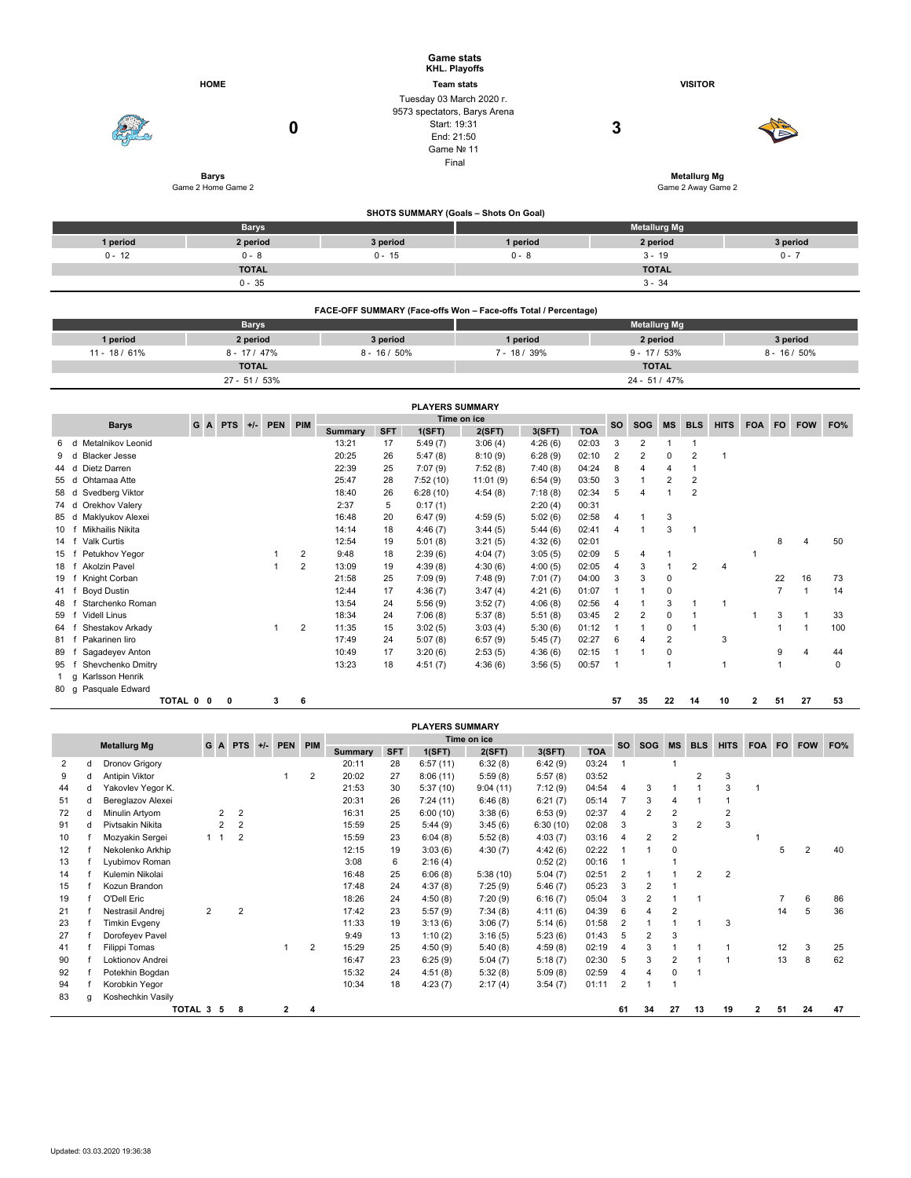# Game stats

**KHL. Playoffs**

| HOME | Team stats | VISITOR |
|---|---|---|
| **Barys** | Tuesday 03 March 2020 г. | **Metallurg Mg** |
| Game 2 Home Game 2 | 9573 spectators, Barys Arena | Game 2 Away Game 2 |
| **0** | Start: 19:31 | **3** |
| | End: 21:50 | |
| | Game № 11 | |
| | Final | |

## SHOTS SUMMARY (Goals – Shots On Goal)

| Barys | | | Metallurg Mg | | |
|---|---|---|---|---|---|
| 1 period | 2 period | 3 period | 1 period | 2 period | 3 period |
| 0 - 12 | 0 - 8 | 0 - 15 | 0 - 8 | 3 - 19 | 0 - 7 |
| TOTAL | | | TOTAL | | |
| 0 - 35 | | | 3 - 34 | | |

## FACE-OFF SUMMARY (Face-offs Won – Face-offs Total / Percentage)

| Barys | | | Metallurg Mg | | |
|---|---|---|---|---|---|
| 1 period | 2 period | 3 period | 1 period | 2 period | 3 period |
| 11 - 18 / 61% | 8 - 17 / 47% | 8 - 16 / 50% | 7 - 18 / 39% | 9 - 17 / 53% | 8 - 16 / 50% |
| TOTAL | | | TOTAL | | |
| 27 - 51 / 53% | | | 24 - 51 / 47% | | |

## PLAYERS SUMMARY

| No | Pos | Barys | G | A | PTS | +/- | PEN | PIM | Time on ice | | | | | | SO | SOG | MS | BLS | HITS | FOA | FO | FOW | FO% |
|---|---|---|---|---|---|---|---|---|---|---|---|---|---|---|---|---|---|---|---|---|---|---|---|
| | | | | | | | | | Summary | SFT | 1(SFT) | 2(SFT) | 3(SFT) | TOA | | | | | | | | | |
| 6 | d | Metalnikov Leonid | | | | | | | 13:21 | 17 | 5:49 (7) | 3:06 (4) | 4:26 (6) | 02:03 | 3 | 2 | 1 | 1 | | | | | |
| 9 | d | Blacker Jesse | | | | | | | 20:25 | 26 | 5:47 (8) | 8:10 (9) | 6:28 (9) | 02:10 | 2 | 2 | 0 | 2 | 1 | | | | |
| 44 | d | Dietz Darren | | | | | | | 22:39 | 25 | 7:07 (9) | 7:52 (8) | 7:40 (8) | 04:24 | 8 | 4 | 4 | 1 | | | | | |
| 55 | d | Ohtamaa Atte | | | | | | | 25:47 | 28 | 7:52 (10) | 11:01 (9) | 6:54 (9) | 03:50 | 3 | 1 | 2 | 2 | | | | | |
| 58 | d | Svedberg Viktor | | | | | | | 18:40 | 26 | 6:28 (10) | 4:54 (8) | 7:18 (8) | 02:34 | 5 | 4 | 1 | 2 | | | | | |
| 74 | d | Orekhov Valery | | | | | | | 2:37 | 5 | 0:17 (1) | | 2:20 (4) | 00:31 | | | | | | | | | |
| 85 | d | Maklyukov Alexei | | | | | | | 16:48 | 20 | 6:47 (9) | 4:59 (5) | 5:02 (6) | 02:58 | 4 | 1 | 3 | | | | | | |
| 10 | f | Mikhailis Nikita | | | | | | | 14:14 | 18 | 4:46 (7) | 3:44 (5) | 5:44 (6) | 02:41 | 4 | 1 | 3 | 1 | | | | | |
| 14 | f | Valk Curtis | | | | | | | 12:54 | 19 | 5:01 (8) | 3:21 (5) | 4:32 (6) | 02:01 | | | | | | | 8 | 4 | 50 |
| 15 | f | Petukhov Yegor | | | | | 1 | 2 | 9:48 | 18 | 2:39 (6) | 4:04 (7) | 3:05 (5) | 02:09 | 5 | 4 | 1 | | | 1 | | | |
| 18 | f | Akolzin Pavel | | | | | 1 | 2 | 13:09 | 19 | 4:39 (8) | 4:30 (6) | 4:00 (5) | 02:05 | 4 | 3 | 1 | 2 | 4 | | | | |
| 19 | f | Knight Corban | | | | | | | 21:58 | 25 | 7:09 (9) | 7:48 (9) | 7:01 (7) | 04:00 | 3 | 3 | 0 | | | | 22 | 16 | 73 |
| 41 | f | Boyd Dustin | | | | | | | 12:44 | 17 | 4:36 (7) | 3:47 (4) | 4:21 (6) | 01:07 | 1 | 1 | 0 | | | | 7 | 1 | 14 |
| 48 | f | Starchenko Roman | | | | | | | 13:54 | 24 | 5:56 (9) | 3:52 (7) | 4:06 (8) | 02:56 | 4 | 1 | 3 | 1 | 1 | | | | |
| 59 | f | Videll Linus | | | | | | | 18:34 | 24 | 7:06 (8) | 5:37 (8) | 5:51 (8) | 03:45 | 2 | 2 | 0 | 1 | | 1 | 3 | 1 | 33 |
| 64 | f | Shestakov Arkady | | | | | 1 | 2 | 11:35 | 15 | 3:02 (5) | 3:03 (4) | 5:30 (6) | 01:12 | 1 | 1 | 0 | 1 | | | 1 | 1 | 100 |
| 81 | f | Pakarinen Iiro | | | | | | | 17:49 | 24 | 5:07 (8) | 6:57 (9) | 5:45 (7) | 02:27 | 6 | 4 | 2 | | 3 | | | | |
| 89 | f | Sagadeyev Anton | | | | | | | 10:49 | 17 | 3:20 (6) | 2:53 (5) | 4:36 (6) | 02:15 | 1 | 1 | 0 | | | | 9 | 4 | 44 |
| 95 | f | Shevchenko Dmitry | | | | | | | 13:23 | 18 | 4:51 (7) | 4:36 (6) | 3:56 (5) | 00:57 | 1 | | 1 | | 1 | | 1 | | 0 |
| 1 | g | Karlsson Henrik | | | | | | | | | | | | | | | | | | | | | |
| 80 | g | Pasquale Edward | | | | | | | | | | | | | | | | | | | | | |
| | | **TOTAL** | **0** | **0** | **0** | | **3** | **6** | | | | | | | **57** | **35** | **22** | **14** | **10** | **2** | **51** | **27** | **53** |

## PLAYERS SUMMARY

| No | Pos | Metallurg Mg | G | A | PTS | +/- | PEN | PIM | Time on ice | | | | | | SO | SOG | MS | BLS | HITS | FOA | FO | FOW | FO% |
|---|---|---|---|---|---|---|---|---|---|---|---|---|---|---|---|---|---|---|---|---|---|---|---|
| | | | | | | | | | Summary | SFT | 1(SFT) | 2(SFT) | 3(SFT) | TOA | | | | | | | | | |
| 2 | d | Dronov Grigory | | | | | | | 20:11 | 28 | 6:57 (11) | 6:32 (8) | 6:42 (9) | 03:24 | 1 | | 1 | | | | | | |
| 9 | d | Antipin Viktor | | | | | 1 | 2 | 20:02 | 27 | 8:06 (11) | 5:59 (8) | 5:57 (8) | 03:52 | | | | 2 | 3 | | | | |
| 44 | d | Yakovlev Yegor K. | | | | | | | 21:53 | 30 | 5:37 (10) | 9:04 (11) | 7:12 (9) | 04:54 | 4 | 3 | 1 | 1 | 3 | 1 | | | |
| 51 | d | Bereglazov Alexei | | | | | | | 20:31 | 26 | 7:24 (11) | 6:46 (8) | 6:21 (7) | 05:14 | 7 | 3 | 4 | 1 | 1 | | | | |
| 72 | d | Minulin Artyom | | 2 | 2 | | | | 16:31 | 25 | 6:00 (10) | 3:38 (6) | 6:53 (9) | 02:37 | 4 | 2 | 2 | | 2 | | | | |
| 91 | d | Pivtsakin Nikita | | 2 | 2 | | | | 15:59 | 25 | 5:44 (9) | 3:45 (6) | 6:30 (10) | 02:08 | 3 | | 3 | 2 | 3 | | | | |
| 10 | f | Mozyakin Sergei | 1 | 1 | 2 | | | | 15:59 | 23 | 6:04 (8) | 5:52 (8) | 4:03 (7) | 03:16 | 4 | 2 | 2 | | | 1 | | | |
| 12 | f | Nekolenko Arkhip | | | | | | | 12:15 | 19 | 3:03 (6) | 4:30 (7) | 4:42 (6) | 02:22 | 1 | 1 | 0 | | | | 5 | 2 | 40 |
| 13 | f | Lyubimov Roman | | | | | | | 3:08 | 6 | 2:16 (4) | | 0:52 (2) | 00:16 | 1 | | 1 | | | | | | |
| 14 | f | Kulemin Nikolai | | | | | | | 16:48 | 25 | 6:06 (8) | 5:38 (10) | 5:04 (7) | 02:51 | 2 | 1 | 1 | 2 | 2 | | | | |
| 15 | f | Kozun Brandon | | | | | | | 17:48 | 24 | 4:37 (8) | 7:25 (9) | 5:46 (7) | 05:23 | 3 | 2 | 1 | | | | | | |
| 19 | f | O'Dell Eric | | | | | | | 18:26 | 24 | 4:50 (8) | 7:20 (9) | 6:16 (7) | 05:04 | 3 | 2 | 1 | 1 | | | 7 | 6 | 86 |
| 21 | f | Nestrasil Andrej | 2 | | 2 | | | | 17:42 | 23 | 5:57 (9) | 7:34 (8) | 4:11 (6) | 04:39 | 6 | 4 | 2 | | | | 14 | 5 | 36 |
| 23 | f | Timkin Evgeny | | | | | | | 11:33 | 19 | 3:13 (6) | 3:06 (7) | 5:14 (6) | 01:58 | 2 | 1 | 1 | 1 | 3 | | | | |
| 27 | f | Dorofeyev Pavel | | | | | | | 9:49 | 13 | 1:10 (2) | 3:16 (5) | 5:23 (6) | 01:43 | 5 | 2 | 3 | | | | | | |
| 41 | f | Filippi Tomas | | | | | 1 | 2 | 15:29 | 25 | 4:50 (9) | 5:40 (8) | 4:59 (8) | 02:19 | 4 | 3 | 1 | 1 | 1 | | 12 | 3 | 25 |
| 90 | f | Loktionov Andrei | | | | | | | 16:47 | 23 | 6:25 (9) | 5:04 (7) | 5:18 (7) | 02:30 | 5 | 3 | 2 | 1 | 1 | | 13 | 8 | 62 |
| 92 | f | Potekhin Bogdan | | | | | | | 15:32 | 24 | 4:51 (8) | 5:32 (8) | 5:09 (8) | 02:59 | 4 | 4 | 0 | 1 | | | | | |
| 94 | f | Korobkin Yegor | | | | | | | 10:34 | 18 | 4:23 (7) | 2:17 (4) | 3:54 (7) | 01:11 | 2 | 1 | 1 | | | | | | |
| 83 | g | Koshechkin Vasily | | | | | | | | | | | | | | | | | | | | | |
| | | **TOTAL** | **3** | **5** | **8** | | **2** | **4** | | | | | | | **61** | **34** | **27** | **13** | **19** | **2** | **51** | **24** | **47** |

Updated: 03.03.2020 19:36:38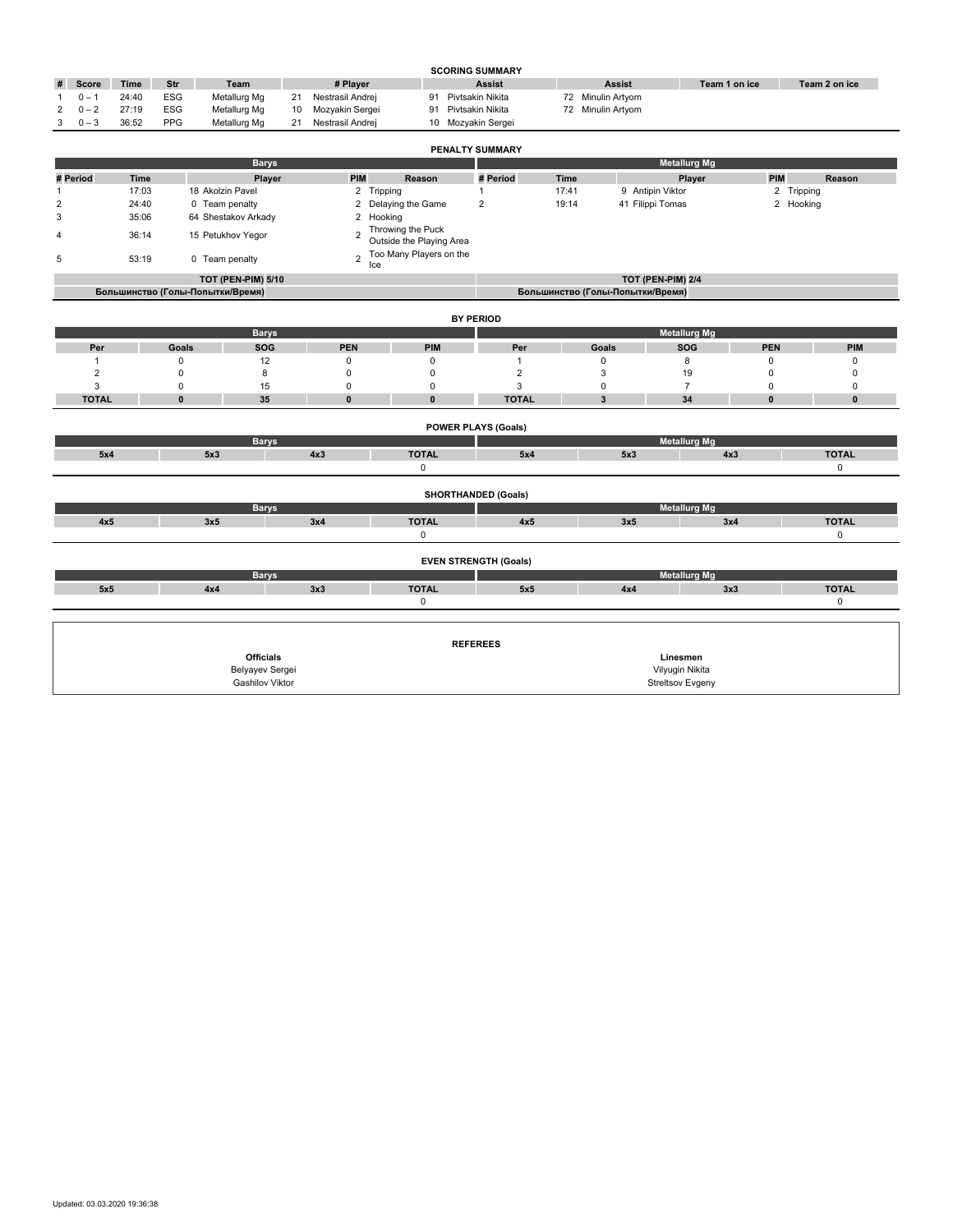## SCORING SUMMARY

| # | Score | Time | Str | Team | # Player | Assist | Assist | Team 1 on ice | Team 2 on ice |
|---|---|---|---|---|---|---|---|---|---|
| 1 | 0 – 1 | 24:40 | ESG | Metallurg Mg | 21 Nestrasil Andrej | 91 Pivtsakin Nikita | 72 Minulin Artyom | | |
| 2 | 0 – 2 | 27:19 | ESG | Metallurg Mg | 10 Mozyakin Sergei | 91 Pivtsakin Nikita | 72 Minulin Artyom | | |
| 3 | 0 – 3 | 36:52 | PPG | Metallurg Mg | 21 Nestrasil Andrej | 10 Mozyakin Sergei | | | |

## PENALTY SUMMARY

| Barys | | | | | Metallurg Mg | | | | |
|---|---|---|---|---|---|---|---|---|---|
| # Period | Time | Player | PIM | Reason | # Period | Time | Player | PIM | Reason |
| 1 | 17:03 | 18 Akolzin Pavel | 2 | Tripping | 1 | 17:41 | 9 Antipin Viktor | 2 | Tripping |
| 2 | 24:40 | 0 Team penalty | 2 | Delaying the Game | 2 | 19:14 | 41 Filippi Tomas | 2 | Hooking |
| 3 | 35:06 | 64 Shestakov Arkady | 2 | Hooking | | | | | |
| 4 | 36:14 | 15 Petukhov Yegor | 2 | Throwing the Puck Outside the Playing Area | | | | | |
| 5 | 53:19 | 0 Team penalty | 2 | Too Many Players on the Ice | | | | | |
| TOT (PEN-PIM) 5/10 | | | | | TOT (PEN-PIM) 2/4 | | | | |
| Большинство (Голы-Попытки/Время) | | | | | Большинство (Голы-Попытки/Время) | | | | |

## BY PERIOD

| Barys | | | | | Metallurg Mg | | | | |
|---|---|---|---|---|---|---|---|---|---|
| Per | Goals | SOG | PEN | PIM | Per | Goals | SOG | PEN | PIM |
| 1 | 0 | 12 | 0 | 0 | 1 | 0 | 8 | 0 | 0 |
| 2 | 0 | 8 | 0 | 0 | 2 | 3 | 19 | 0 | 0 |
| 3 | 0 | 15 | 0 | 0 | 3 | 0 | 7 | 0 | 0 |
| **TOTAL** | **0** | **35** | **0** | **0** | **TOTAL** | **3** | **34** | **0** | **0** |

## POWER PLAYS (Goals)

| Barys | | | | Metallurg Mg | | | |
|---|---|---|---|---|---|---|---|
| 5x4 | 5x3 | 4x3 | TOTAL | 5x4 | 5x3 | 4x3 | TOTAL |
| | | | 0 | | | | 0 |

## SHORTHANDED (Goals)

| Barys | | | | Metallurg Mg | | | |
|---|---|---|---|---|---|---|---|
| 4x5 | 3x5 | 3x4 | TOTAL | 4x5 | 3x5 | 3x4 | TOTAL |
| | | | 0 | | | | 0 |

## EVEN STRENGTH (Goals)

| Barys | | | | Metallurg Mg | | | |
|---|---|---|---|---|---|---|---|
| 5x5 | 4x4 | 3x3 | TOTAL | 5x5 | 4x4 | 3x3 | TOTAL |
| | | | 0 | | | | 0 |

## REFEREES

| Officials | Linesmen |
|---|---|
| Belyayev Sergei | Vilyugin Nikita |
| Gashilov Viktor | Streltsov Evgeny |

Updated: 03.03.2020 19:36:38